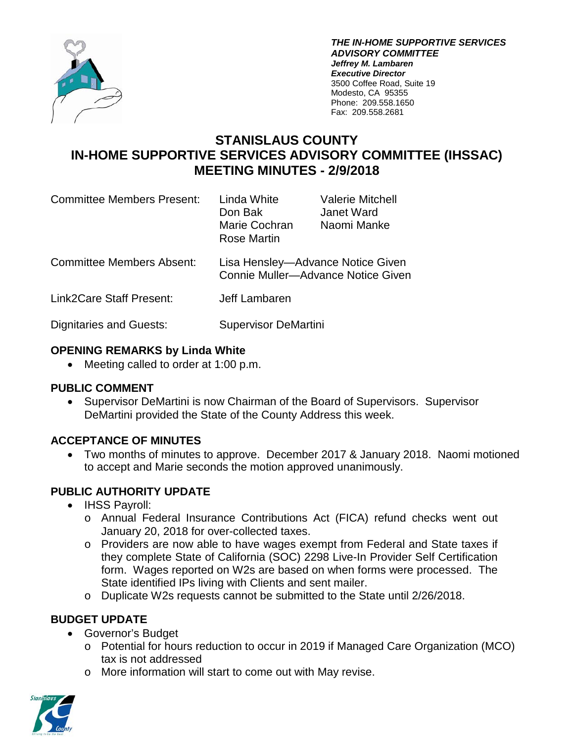***THE IN-HOME SUPPORTIVE SERVICES ADVISORY COMMITTEE***
***Jeffrey M. Lambaren***
***Executive Director***
3500 Coffee Road, Suite 19
Modesto, CA 95355
Phone: 209.558.1650
Fax: 209.558.2681

# STANISLAUS COUNTY IN-HOME SUPPORTIVE SERVICES ADVISORY COMMITTEE (IHSSAC) MEETING MINUTES - 2/9/2018

| | | |
|---|---|---|
| Committee Members Present: | Linda White<br>Don Bak<br>Marie Cochran<br>Rose Martin | Valerie Mitchell<br>Janet Ward<br>Naomi Manke |
| Committee Members Absent: | Lisa Hensley—Advance Notice Given<br>Connie Muller—Advance Notice Given | |
| Link2Care Staff Present: | Jeff Lambaren | |
| Dignitaries and Guests: | Supervisor DeMartini | |

## OPENING REMARKS by Linda White

- Meeting called to order at 1:00 p.m.

## PUBLIC COMMENT

- Supervisor DeMartini is now Chairman of the Board of Supervisors. Supervisor DeMartini provided the State of the County Address this week.

## ACCEPTANCE OF MINUTES

- Two months of minutes to approve. December 2017 & January 2018. Naomi motioned to accept and Marie seconds the motion approved unanimously.

## PUBLIC AUTHORITY UPDATE

- IHSS Payroll:
  - Annual Federal Insurance Contributions Act (FICA) refund checks went out January 20, 2018 for over-collected taxes.
  - Providers are now able to have wages exempt from Federal and State taxes if they complete State of California (SOC) 2298 Live-In Provider Self Certification form. Wages reported on W2s are based on when forms were processed. The State identified IPs living with Clients and sent mailer.
  - Duplicate W2s requests cannot be submitted to the State until 2/26/2018.

## BUDGET UPDATE

- Governor's Budget
  - Potential for hours reduction to occur in 2019 if Managed Care Organization (MCO) tax is not addressed
  - More information will start to come out with May revise.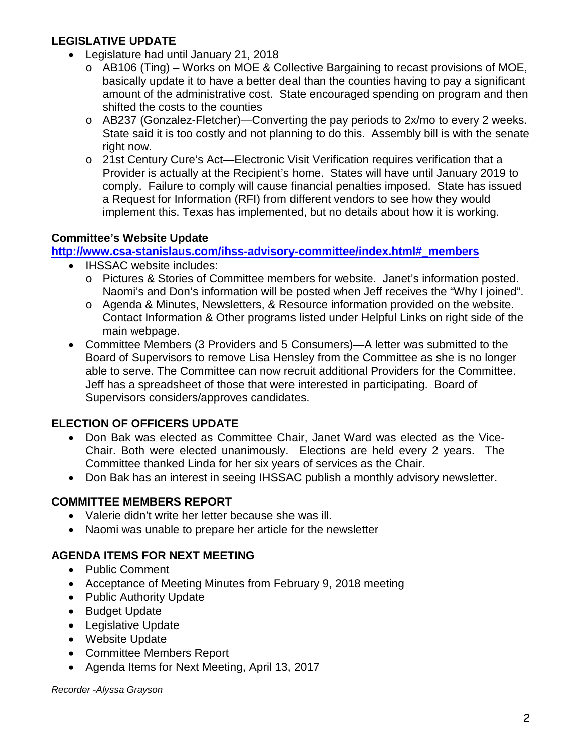## LEGISLATIVE UPDATE

- Legislature had until January 21, 2018
  - AB106 (Ting) – Works on MOE & Collective Bargaining to recast provisions of MOE, basically update it to have a better deal than the counties having to pay a significant amount of the administrative cost. State encouraged spending on program and then shifted the costs to the counties
  - AB237 (Gonzalez-Fletcher)—Converting the pay periods to 2x/mo to every 2 weeks. State said it is too costly and not planning to do this. Assembly bill is with the senate right now.
  - 21st Century Cure's Act—Electronic Visit Verification requires verification that a Provider is actually at the Recipient's home. States will have until January 2019 to comply. Failure to comply will cause financial penalties imposed. State has issued a Request for Information (RFI) from different vendors to see how they would implement this. Texas has implemented, but no details about how it is working.

## Committee's Website Update

**[http://www.csa-stanislaus.com/ihss-advisory-committee/index.html#_members](http://www.csa-stanislaus.com/ihss-advisory-committee/index.html#_members)**

- IHSSAC website includes:
  - Pictures & Stories of Committee members for website. Janet's information posted. Naomi's and Don's information will be posted when Jeff receives the "Why I joined".
  - Agenda & Minutes, Newsletters, & Resource information provided on the website. Contact Information & Other programs listed under Helpful Links on right side of the main webpage.
- Committee Members (3 Providers and 5 Consumers)—A letter was submitted to the Board of Supervisors to remove Lisa Hensley from the Committee as she is no longer able to serve. The Committee can now recruit additional Providers for the Committee. Jeff has a spreadsheet of those that were interested in participating. Board of Supervisors considers/approves candidates.

## ELECTION OF OFFICERS UPDATE

- Don Bak was elected as Committee Chair, Janet Ward was elected as the Vice-Chair. Both were elected unanimously. Elections are held every 2 years. The Committee thanked Linda for her six years of services as the Chair.
- Don Bak has an interest in seeing IHSSAC publish a monthly advisory newsletter.

## COMMITTEE MEMBERS REPORT

- Valerie didn't write her letter because she was ill.
- Naomi was unable to prepare her article for the newsletter

## AGENDA ITEMS FOR NEXT MEETING

- Public Comment
- Acceptance of Meeting Minutes from February 9, 2018 meeting
- Public Authority Update
- Budget Update
- Legislative Update
- Website Update
- Committee Members Report
- Agenda Items for Next Meeting, April 13, 2017

*Recorder -Alyssa Grayson*